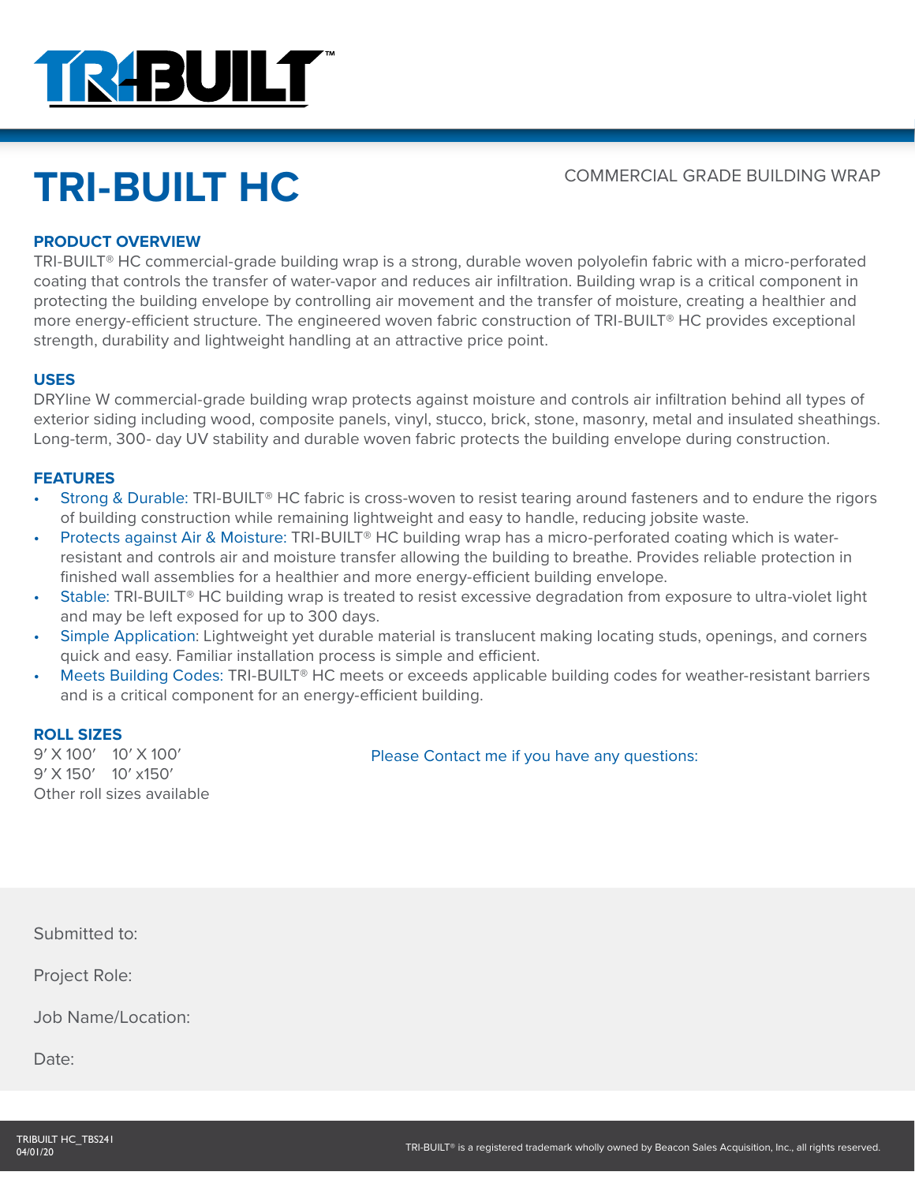# TRI-BUILT HC

COMMERCIAL GRADE BUILDING WRAP

## PRODUCT OVERVIEW

TRI-BUILT® HC commercial-grade building wrap is a strong, durable woven polyolefin fabric with a micro-perforated coating that controls the transfer of water-vapor and reduces air infiltration. Building wrap is a critical component in protecting the building envelope by controlling air movement and the transfer of moisture, creating a healthier and more energy-efficient structure. The engineered woven fabric construction of TRI-BUILT® HC provides exceptional strength, durability and lightweight handling at an attractive price point.

## USES

DRYline W commercial-grade building wrap protects against moisture and controls air infiltration behind all types of exterior siding including wood, composite panels, vinyl, stucco, brick, stone, masonry, metal and insulated sheathings. Long-term, 300- day UV stability and durable woven fabric protects the building envelope during construction.

## FEATURES

- Strong & Durable: TRI-BUILT® HC fabric is cross-woven to resist tearing around fasteners and to endure the rigors of building construction while remaining lightweight and easy to handle, reducing jobsite waste.
- Protects against Air & Moisture: TRI-BUILT® HC building wrap has a micro-perforated coating which is water-resistant and controls air and moisture transfer allowing the building to breathe. Provides reliable protection in finished wall assemblies for a healthier and more energy-efficient building envelope.
- Stable: TRI-BUILT® HC building wrap is treated to resist excessive degradation from exposure to ultra-violet light and may be left exposed for up to 300 days.
- Simple Application: Lightweight yet durable material is translucent making locating studs, openings, and corners quick and easy. Familiar installation process is simple and efficient.
- Meets Building Codes: TRI-BUILT® HC meets or exceeds applicable building codes for weather-resistant barriers and is a critical component for an energy-efficient building.

## ROLL SIZES

9′ X 100′ 10′ X 100′
9′ X 150′ 10′ x150′
Other roll sizes available

Please Contact me if you have any questions:

Submitted to:

Project Role:

Job Name/Location:

Date:

TRIBUILT HC_TBS241
04/01/20

TRI-BUILT® is a registered trademark wholly owned by Beacon Sales Acquisition, Inc., all rights reserved.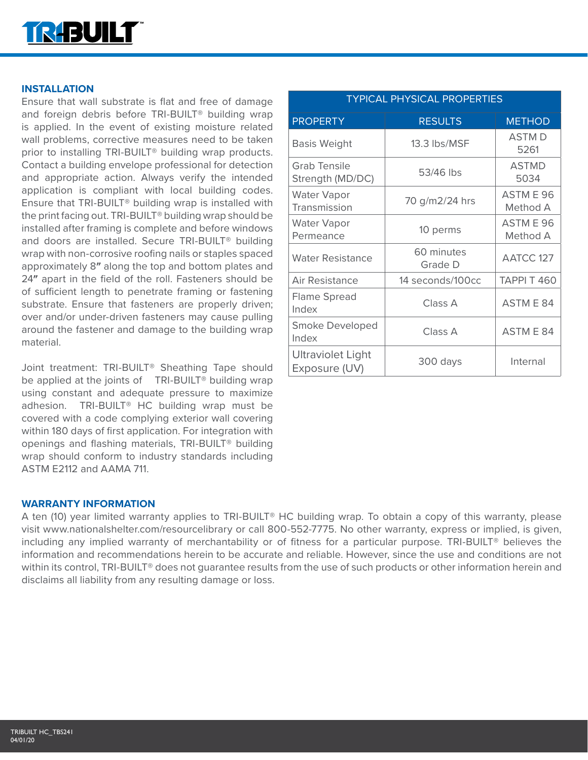## INSTALLATION

Ensure that wall substrate is flat and free of damage and foreign debris before TRI-BUILT® building wrap is applied. In the event of existing moisture related wall problems, corrective measures need to be taken prior to installing TRI-BUILT® building wrap products. Contact a building envelope professional for detection and appropriate action. Always verify the intended application is compliant with local building codes. Ensure that TRI-BUILT® building wrap is installed with the print facing out. TRI-BUILT® building wrap should be installed after framing is complete and before windows and doors are installed. Secure TRI-BUILT® building wrap with non-corrosive roofing nails or staples spaced approximately 8″ along the top and bottom plates and 24″ apart in the field of the roll. Fasteners should be of sufficient length to penetrate framing or fastening substrate. Ensure that fasteners are properly driven; over and/or under-driven fasteners may cause pulling around the fastener and damage to the building wrap material.

Joint treatment: TRI-BUILT® Sheathing Tape should be applied at the joints of TRI-BUILT® building wrap using constant and adequate pressure to maximize adhesion. TRI-BUILT® HC building wrap must be covered with a code complying exterior wall covering within 180 days of first application. For integration with openings and flashing materials, TRI-BUILT® building wrap should conform to industry standards including ASTM E2112 and AAMA 711.

| TYPICAL PHYSICAL PROPERTIES | | |
|---|---|---|
| PROPERTY | RESULTS | METHOD |
| Basis Weight | 13.3 lbs/MSF | ASTM D 5261 |
| Grab Tensile Strength (MD/DC) | 53/46 lbs | ASTMD 5034 |
| Water Vapor Transmission | 70 g/m2/24 hrs | ASTM E 96 Method A |
| Water Vapor Permeance | 10 perms | ASTM E 96 Method A |
| Water Resistance | 60 minutes Grade D | AATCC 127 |
| Air Resistance | 14 seconds/100cc | TAPPI T 460 |
| Flame Spread Index | Class A | ASTM E 84 |
| Smoke Developed Index | Class A | ASTM E 84 |
| Ultraviolet Light Exposure (UV) | 300 days | Internal |

## WARRANTY INFORMATION

A ten (10) year limited warranty applies to TRI-BUILT® HC building wrap. To obtain a copy of this warranty, please visit www.nationalshelter.com/resourcelibrary or call 800-552-7775. No other warranty, express or implied, is given, including any implied warranty of merchantability or of fitness for a particular purpose. TRI-BUILT® believes the information and recommendations herein to be accurate and reliable. However, since the use and conditions are not within its control, TRI-BUILT® does not guarantee results from the use of such products or other information herein and disclaims all liability from any resulting damage or loss.

TRIBUILT HC_TBS241
04/01/20